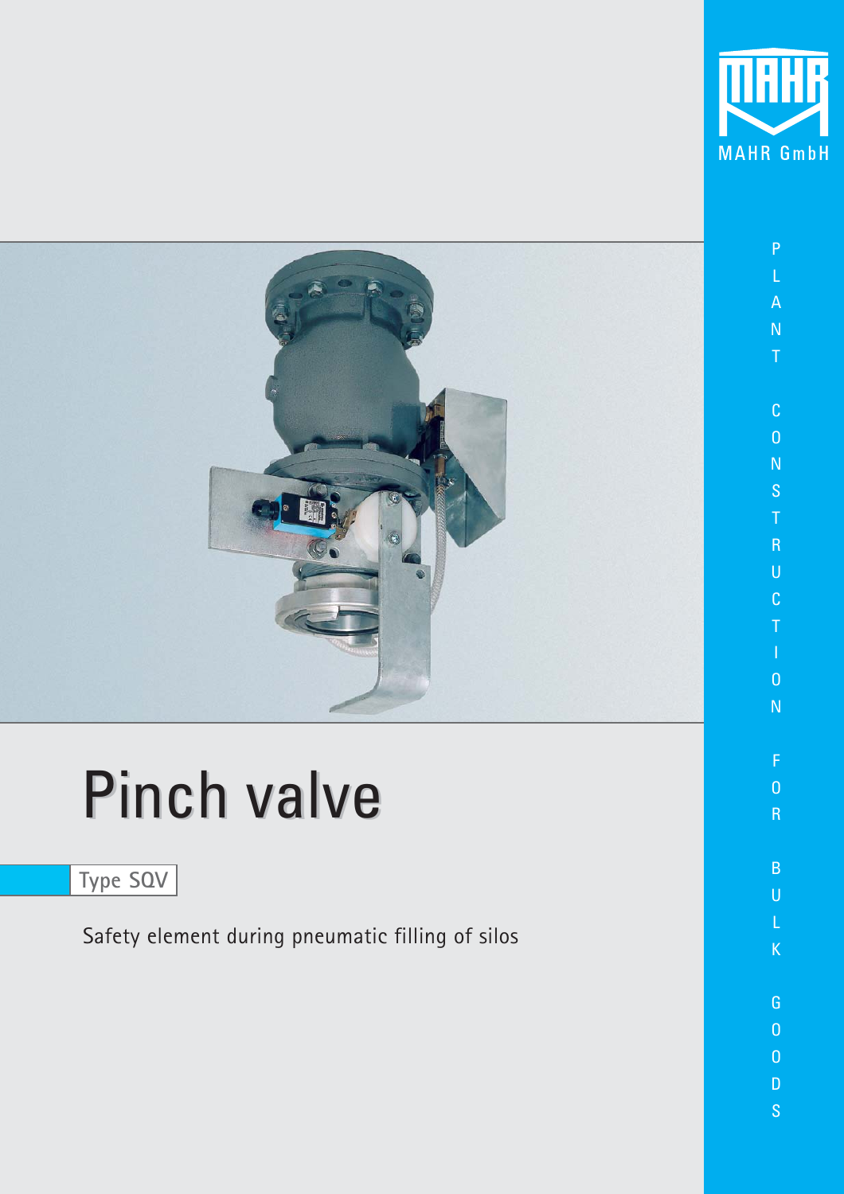MAHR GmbH

PLANT CONSTRUCTION FOR BULK GOODS

# Pinch valve

## Type SQV

Safety element during pneumatic filling of silos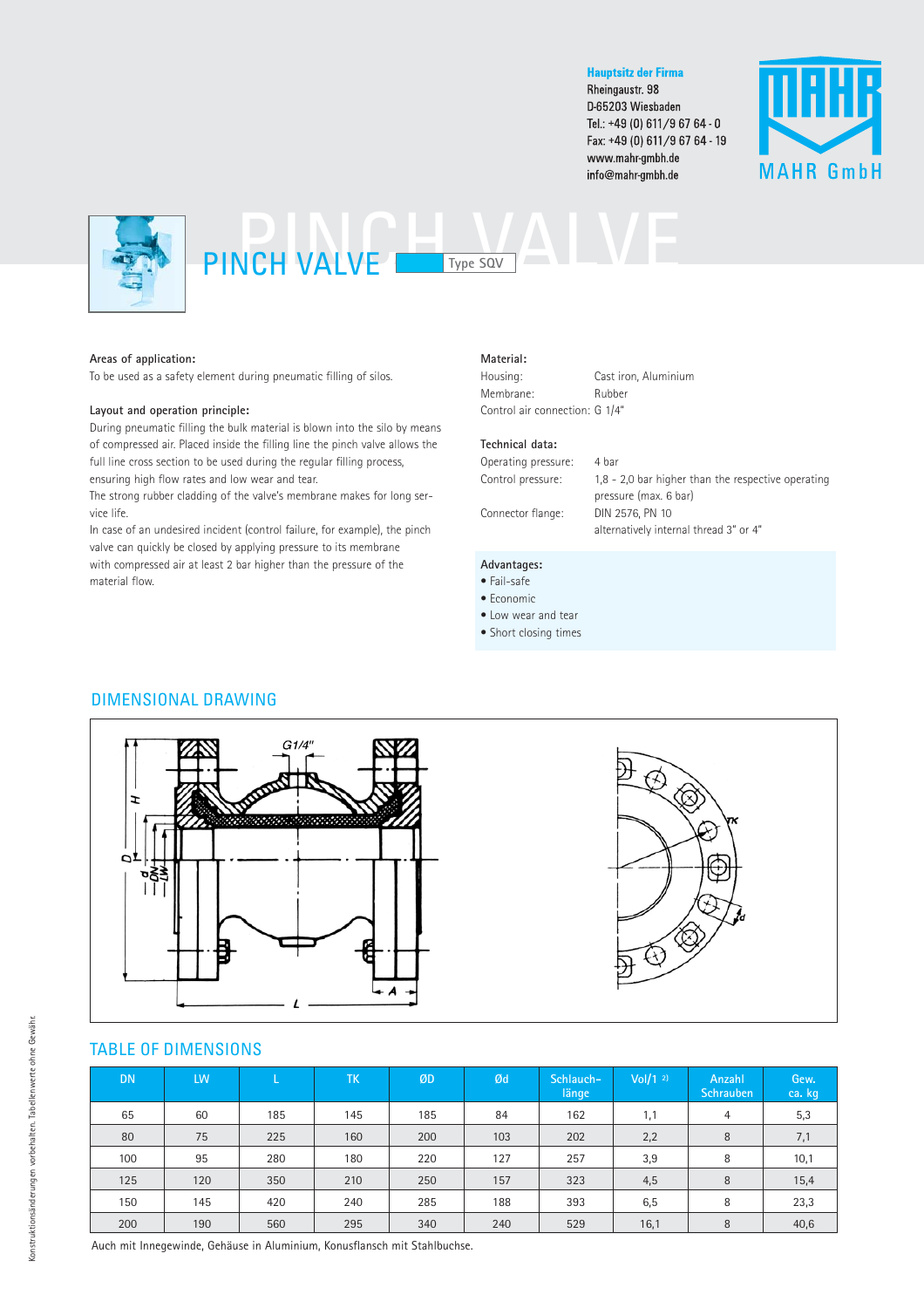Hauptsitz der Firma
Rheingaustr. 98
D-65203 Wiesbaden
Tel.: +49 (0) 611/9 67 64 - 0
Fax: +49 (0) 611/9 67 64 - 19
www.mahr-gmbh.de
info@mahr-gmbh.de

MAHR GmbH

# PINCH VALVE

Type SQV

**Areas of application:**
To be used as a safety element during pneumatic filling of silos.

**Layout and operation principle:**
During pneumatic filling the bulk material is blown into the silo by means of compressed air. Placed inside the filling line the pinch valve allows the full line cross section to be used during the regular filling process, ensuring high flow rates and low wear and tear.
The strong rubber cladding of the valve's membrane makes for long service life.
In case of an undesired incident (control failure, for example), the pinch valve can quickly be closed by applying pressure to its membrane with compressed air at least 2 bar higher than the pressure of the material flow.

**Material:**
Housing: Cast iron, Aluminium
Membrane: Rubber
Control air connection: G 1/4"

**Technical data:**
Operating pressure: 4 bar
Control pressure: 1,8 - 2,0 bar higher than the respective operating pressure (max. 6 bar)
Connector flange: DIN 2576, PN 10
alternatively internal thread 3" or 4"

**Advantages:**
- Fail-safe
- Economic
- Low wear and tear
- Short closing times

## DIMENSIONAL DRAWING

G1/4"
H
D
d
DN
LW
L
A
TK
d

## TABLE OF DIMENSIONS

| DN | LW | L | TK | ØD | Ød | Schlauch-länge | Vol/1 [2)] | Anzahl Schrauben | Gew. ca. kg |
|---|---|---|---|---|---|---|---|---|---|
| 65 | 60 | 185 | 145 | 185 | 84 | 162 | 1,1 | 4 | 5,3 |
| 80 | 75 | 225 | 160 | 200 | 103 | 202 | 2,2 | 8 | 7,1 |
| 100 | 95 | 280 | 180 | 220 | 127 | 257 | 3,9 | 8 | 10,1 |
| 125 | 120 | 350 | 210 | 250 | 157 | 323 | 4,5 | 8 | 15,4 |
| 150 | 145 | 420 | 240 | 285 | 188 | 393 | 6,5 | 8 | 23,3 |
| 200 | 190 | 560 | 295 | 340 | 240 | 529 | 16,1 | 8 | 40,6 |

Auch mit Innegewinde, Gehäuse in Aluminium, Konusflansch mit Stahlbuchse.

Konstruktionsänderungen vorbehalten. Tabellenwerte ohne Gewähr.